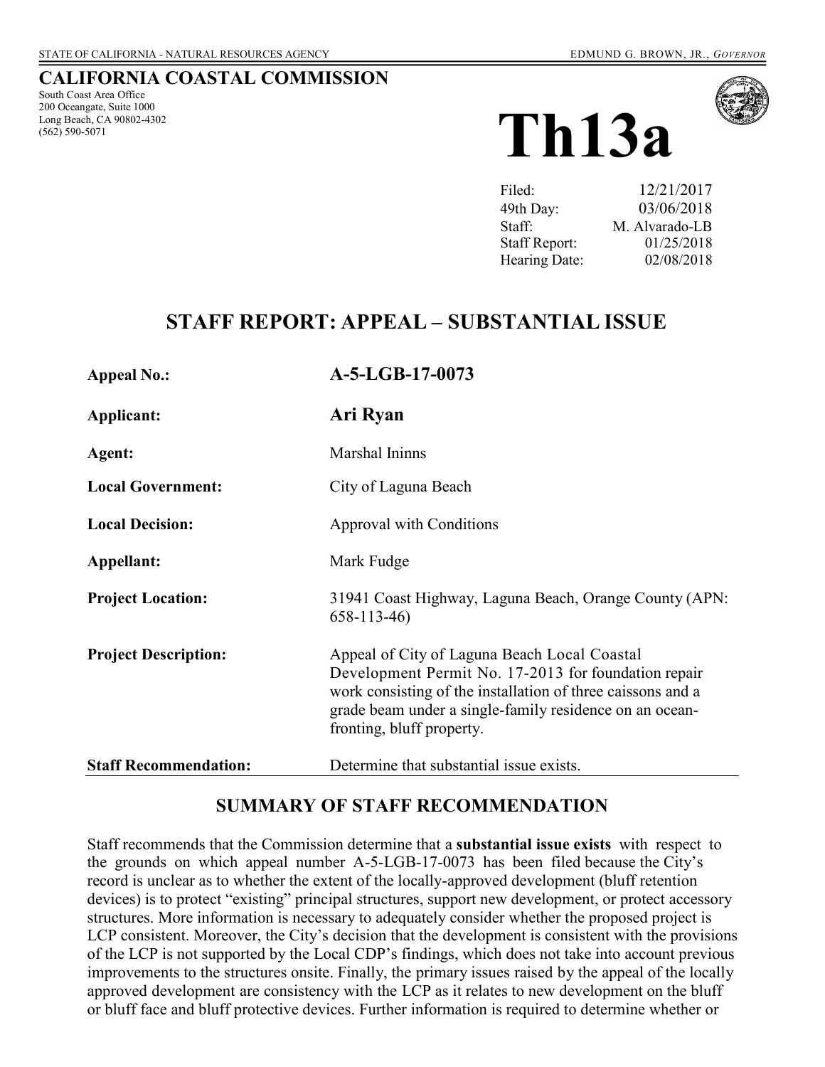STATE OF CALIFORNIA - NATURAL RESOURCES AGENCY

EDMUND G. BROWN, JR., *GOVERNOR*

# CALIFORNIA COASTAL COMMISSION

South Coast Area Office
200 Oceangate, Suite 1000
Long Beach, CA 90802-4302
(562) 590-5071

# Th13a

| | |
|---|---|
| Filed: | 12/21/2017 |
| 49th Day: | 03/06/2018 |
| Staff: | M. Alvarado-LB |
| Staff Report: | 01/25/2018 |
| Hearing Date: | 02/08/2018 |

## STAFF REPORT: APPEAL – SUBSTANTIAL ISSUE

| | |
|---|---|
| **Appeal No.:** | **A-5-LGB-17-0073** |
| **Applicant:** | **Ari Ryan** |
| **Agent:** | Marshal Ininns |
| **Local Government:** | City of Laguna Beach |
| **Local Decision:** | Approval with Conditions |
| **Appellant:** | Mark Fudge |
| **Project Location:** | 31941 Coast Highway, Laguna Beach, Orange County (APN: 658-113-46) |
| **Project Description:** | Appeal of City of Laguna Beach Local Coastal Development Permit No. 17-2013 for foundation repair work consisting of the installation of three caissons and a grade beam under a single-family residence on an ocean-fronting, bluff property. |
| **Staff Recommendation:** | Determine that substantial issue exists. |

## SUMMARY OF STAFF RECOMMENDATION

Staff recommends that the Commission determine that a **substantial issue exists** with respect to the grounds on which appeal number A-5-LGB-17-0073 has been filed because the City's record is unclear as to whether the extent of the locally-approved development (bluff retention devices) is to protect "existing" principal structures, support new development, or protect accessory structures. More information is necessary to adequately consider whether the proposed project is LCP consistent. Moreover, the City's decision that the development is consistent with the provisions of the LCP is not supported by the Local CDP's findings, which does not take into account previous improvements to the structures onsite. Finally, the primary issues raised by the appeal of the locally approved development are consistency with the LCP as it relates to new development on the bluff or bluff face and bluff protective devices. Further information is required to determine whether or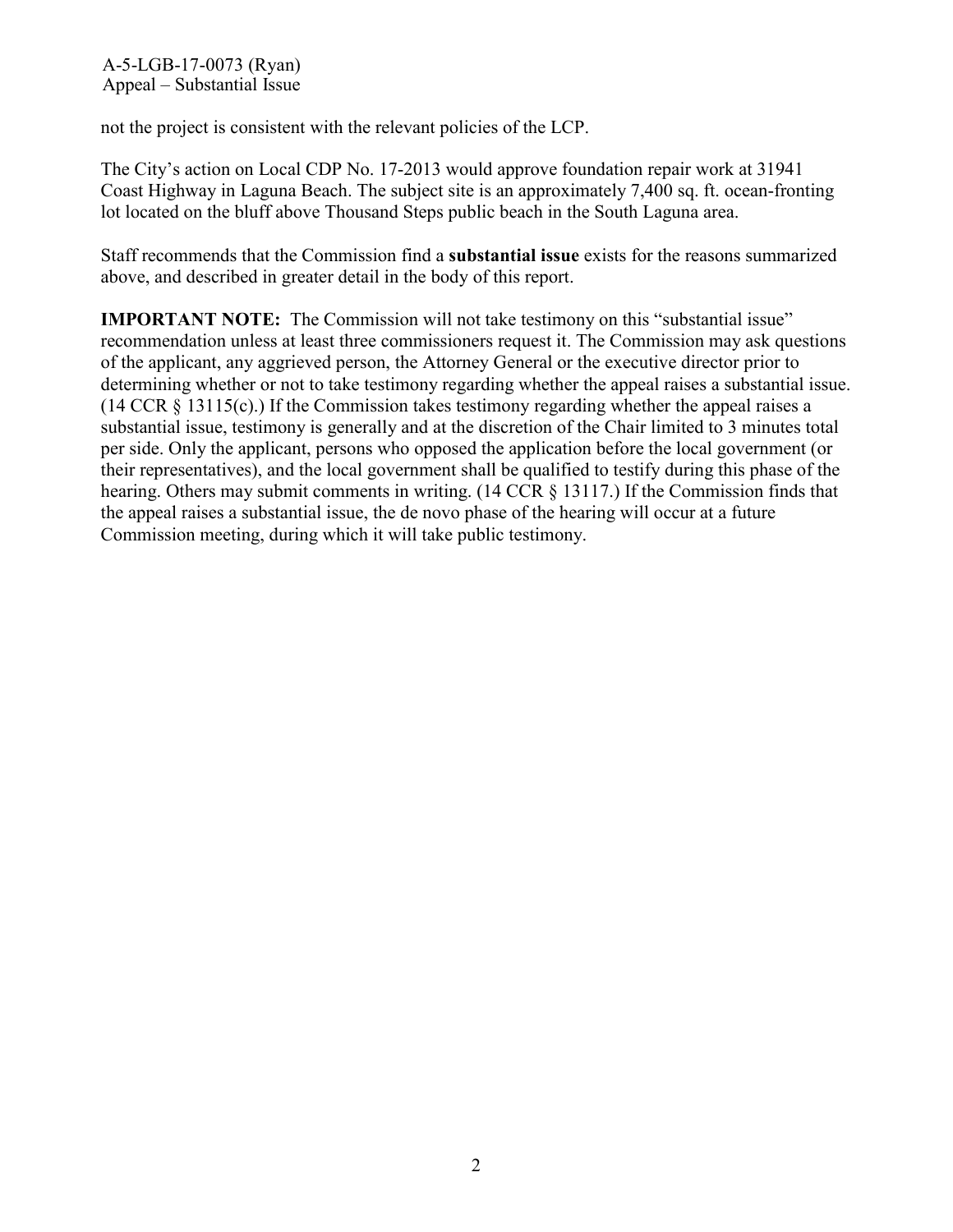not the project is consistent with the relevant policies of the LCP.

The City's action on Local CDP No. 17-2013 would approve foundation repair work at 31941 Coast Highway in Laguna Beach. The subject site is an approximately 7,400 sq. ft. ocean-fronting lot located on the bluff above Thousand Steps public beach in the South Laguna area.

Staff recommends that the Commission find a **substantial issue** exists for the reasons summarized above, and described in greater detail in the body of this report.

**IMPORTANT NOTE:** The Commission will not take testimony on this "substantial issue" recommendation unless at least three commissioners request it. The Commission may ask questions of the applicant, any aggrieved person, the Attorney General or the executive director prior to determining whether or not to take testimony regarding whether the appeal raises a substantial issue. (14 CCR § 13115(c).) If the Commission takes testimony regarding whether the appeal raises a substantial issue, testimony is generally and at the discretion of the Chair limited to 3 minutes total per side. Only the applicant, persons who opposed the application before the local government (or their representatives), and the local government shall be qualified to testify during this phase of the hearing. Others may submit comments in writing. (14 CCR § 13117.) If the Commission finds that the appeal raises a substantial issue, the de novo phase of the hearing will occur at a future Commission meeting, during which it will take public testimony.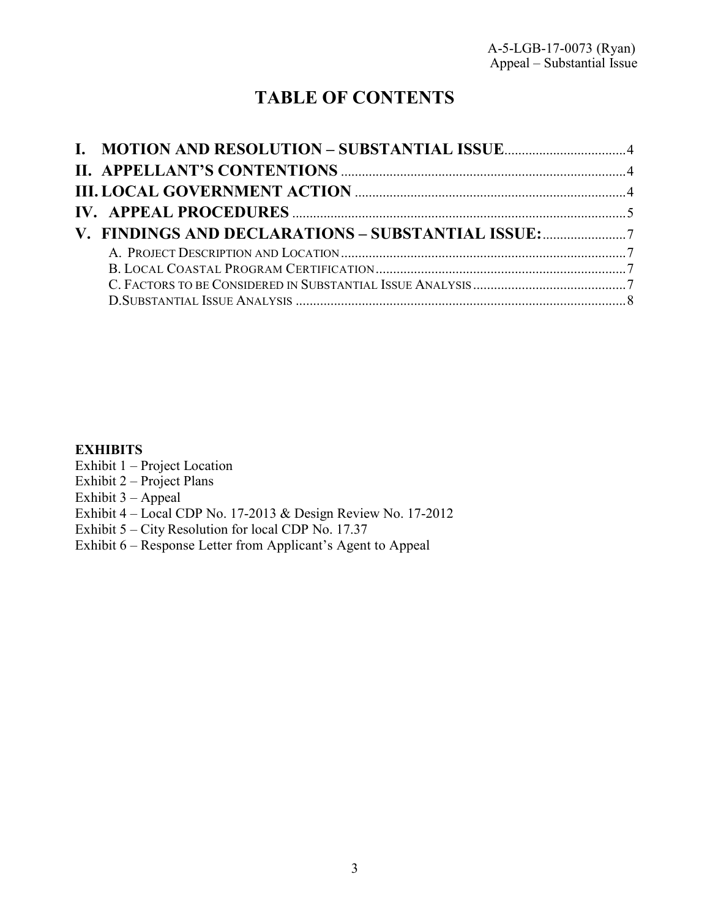# TABLE OF CONTENTS

**I. MOTION AND RESOLUTION – SUBSTANTIAL ISSUE** .......... 4
**II. APPELLANT'S CONTENTIONS** .......... 4
**III. LOCAL GOVERNMENT ACTION** .......... 4
**IV. APPEAL PROCEDURES** .......... 5
**V. FINDINGS AND DECLARATIONS – SUBSTANTIAL ISSUE:** .......... 7
- A. PROJECT DESCRIPTION AND LOCATION .......... 7
- B. LOCAL COASTAL PROGRAM CERTIFICATION .......... 7
- C. FACTORS TO BE CONSIDERED IN SUBSTANTIAL ISSUE ANALYSIS .......... 7
- D. SUBSTANTIAL ISSUE ANALYSIS .......... 8

**EXHIBITS**

Exhibit 1 – Project Location
Exhibit 2 – Project Plans
Exhibit 3 – Appeal
Exhibit 4 – Local CDP No. 17-2013 & Design Review No. 17-2012
Exhibit 5 – City Resolution for local CDP No. 17.37
Exhibit 6 – Response Letter from Applicant's Agent to Appeal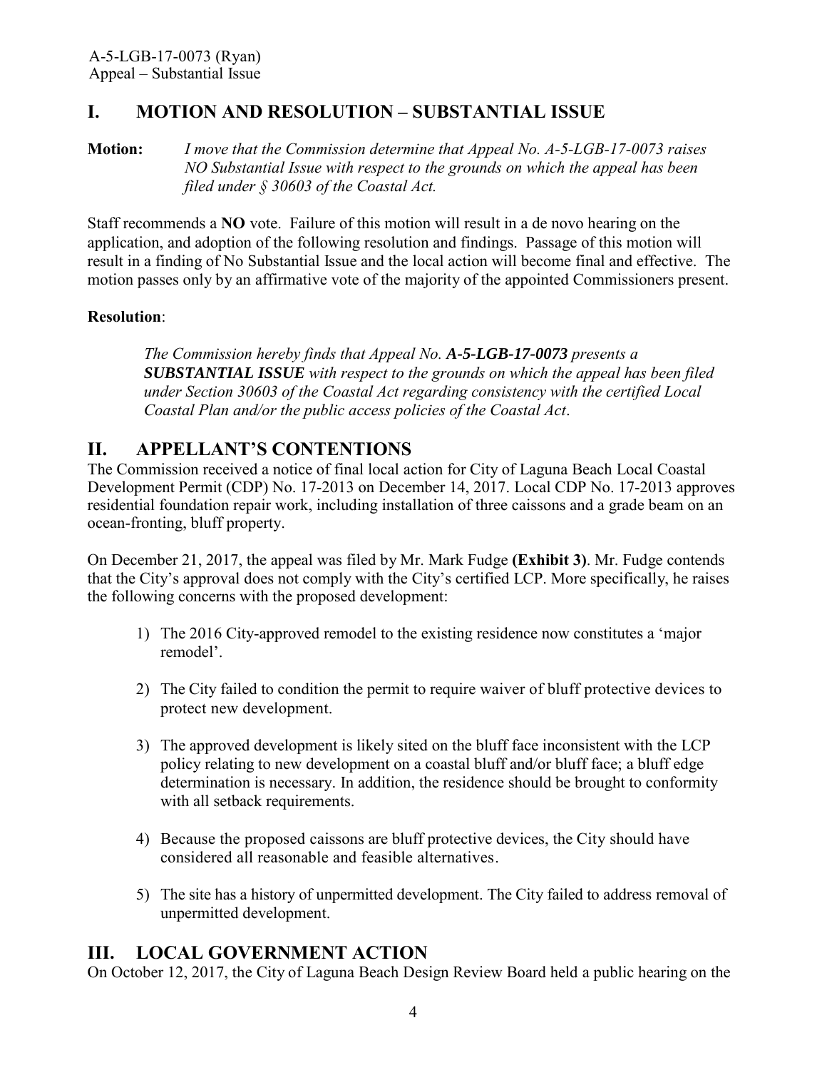## I. MOTION AND RESOLUTION – SUBSTANTIAL ISSUE

**Motion:** *I move that the Commission determine that Appeal No. A-5-LGB-17-0073 raises NO Substantial Issue with respect to the grounds on which the appeal has been filed under § 30603 of the Coastal Act.*

Staff recommends a **NO** vote. Failure of this motion will result in a de novo hearing on the application, and adoption of the following resolution and findings. Passage of this motion will result in a finding of No Substantial Issue and the local action will become final and effective. The motion passes only by an affirmative vote of the majority of the appointed Commissioners present.

**Resolution**:

*The Commission hereby finds that Appeal No.* ***A-5-LGB-17-0073*** *presents a* ***SUBSTANTIAL ISSUE*** *with respect to the grounds on which the appeal has been filed under Section 30603 of the Coastal Act regarding consistency with the certified Local Coastal Plan and/or the public access policies of the Coastal Act.*

## II. APPELLANT'S CONTENTIONS

The Commission received a notice of final local action for City of Laguna Beach Local Coastal Development Permit (CDP) No. 17-2013 on December 14, 2017. Local CDP No. 17-2013 approves residential foundation repair work, including installation of three caissons and a grade beam on an ocean-fronting, bluff property.

On December 21, 2017, the appeal was filed by Mr. Mark Fudge **(Exhibit 3)**. Mr. Fudge contends that the City's approval does not comply with the City's certified LCP. More specifically, he raises the following concerns with the proposed development:

1) The 2016 City-approved remodel to the existing residence now constitutes a 'major remodel'.
2) The City failed to condition the permit to require waiver of bluff protective devices to protect new development.
3) The approved development is likely sited on the bluff face inconsistent with the LCP policy relating to new development on a coastal bluff and/or bluff face; a bluff edge determination is necessary. In addition, the residence should be brought to conformity with all setback requirements.
4) Because the proposed caissons are bluff protective devices, the City should have considered all reasonable and feasible alternatives.
5) The site has a history of unpermitted development. The City failed to address removal of unpermitted development.

## III. LOCAL GOVERNMENT ACTION

On October 12, 2017, the City of Laguna Beach Design Review Board held a public hearing on the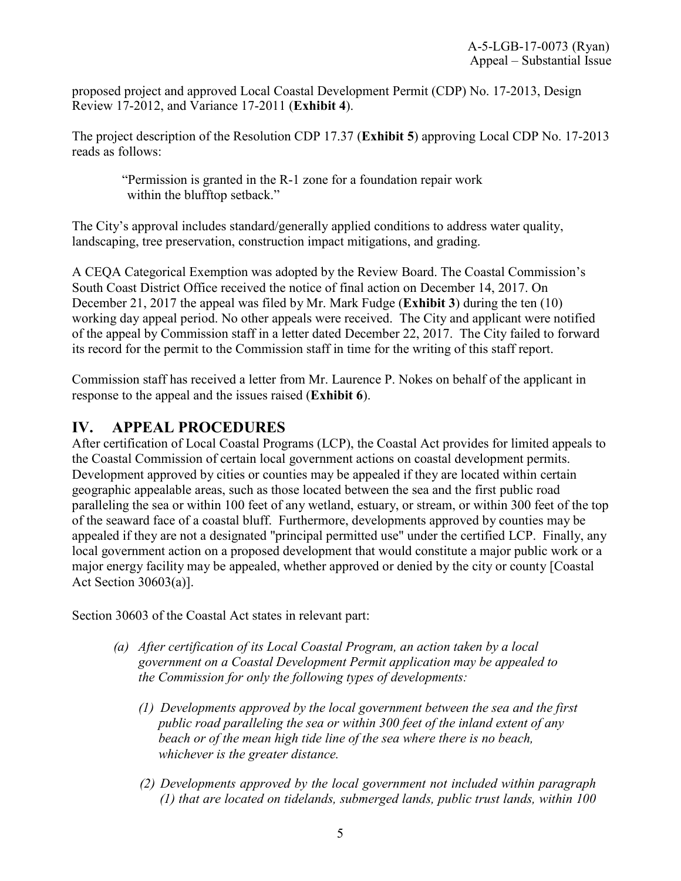proposed project and approved Local Coastal Development Permit (CDP) No. 17-2013, Design Review 17-2012, and Variance 17-2011 (**Exhibit 4**).

The project description of the Resolution CDP 17.37 (**Exhibit 5**) approving Local CDP No. 17-2013 reads as follows:

> "Permission is granted in the R-1 zone for a foundation repair work within the blufftop setback."

The City's approval includes standard/generally applied conditions to address water quality, landscaping, tree preservation, construction impact mitigations, and grading.

A CEQA Categorical Exemption was adopted by the Review Board. The Coastal Commission's South Coast District Office received the notice of final action on December 14, 2017. On December 21, 2017 the appeal was filed by Mr. Mark Fudge (**Exhibit 3**) during the ten (10) working day appeal period. No other appeals were received. The City and applicant were notified of the appeal by Commission staff in a letter dated December 22, 2017. The City failed to forward its record for the permit to the Commission staff in time for the writing of this staff report.

Commission staff has received a letter from Mr. Laurence P. Nokes on behalf of the applicant in response to the appeal and the issues raised (**Exhibit 6**).

## IV. APPEAL PROCEDURES

After certification of Local Coastal Programs (LCP), the Coastal Act provides for limited appeals to the Coastal Commission of certain local government actions on coastal development permits. Development approved by cities or counties may be appealed if they are located within certain geographic appealable areas, such as those located between the sea and the first public road paralleling the sea or within 100 feet of any wetland, estuary, or stream, or within 300 feet of the top of the seaward face of a coastal bluff. Furthermore, developments approved by counties may be appealed if they are not a designated "principal permitted use" under the certified LCP. Finally, any local government action on a proposed development that would constitute a major public work or a major energy facility may be appealed, whether approved or denied by the city or county [Coastal Act Section 30603(a)].

Section 30603 of the Coastal Act states in relevant part:

> *(a) After certification of its Local Coastal Program, an action taken by a local government on a Coastal Development Permit application may be appealed to the Commission for only the following types of developments:*
>
> *(1) Developments approved by the local government between the sea and the first public road paralleling the sea or within 300 feet of the inland extent of any beach or of the mean high tide line of the sea where there is no beach, whichever is the greater distance.*
>
> *(2) Developments approved by the local government not included within paragraph (1) that are located on tidelands, submerged lands, public trust lands, within 100*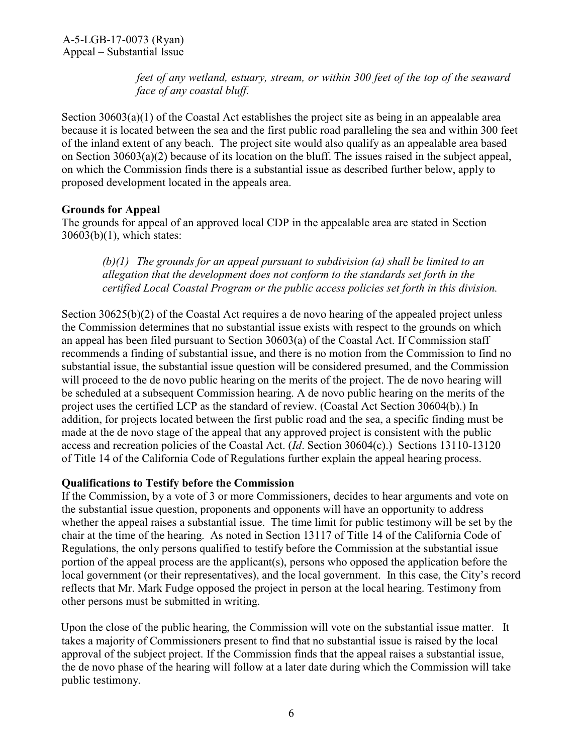*feet of any wetland, estuary, stream, or within 300 feet of the top of the seaward face of any coastal bluff.*

Section 30603(a)(1) of the Coastal Act establishes the project site as being in an appealable area because it is located between the sea and the first public road paralleling the sea and within 300 feet of the inland extent of any beach. The project site would also qualify as an appealable area based on Section 30603(a)(2) because of its location on the bluff. The issues raised in the subject appeal, on which the Commission finds there is a substantial issue as described further below, apply to proposed development located in the appeals area.

**Grounds for Appeal**

The grounds for appeal of an approved local CDP in the appealable area are stated in Section 30603(b)(1), which states:

> *(b)(1) The grounds for an appeal pursuant to subdivision (a) shall be limited to an allegation that the development does not conform to the standards set forth in the certified Local Coastal Program or the public access policies set forth in this division.*

Section 30625(b)(2) of the Coastal Act requires a de novo hearing of the appealed project unless the Commission determines that no substantial issue exists with respect to the grounds on which an appeal has been filed pursuant to Section 30603(a) of the Coastal Act. If Commission staff recommends a finding of substantial issue, and there is no motion from the Commission to find no substantial issue, the substantial issue question will be considered presumed, and the Commission will proceed to the de novo public hearing on the merits of the project. The de novo hearing will be scheduled at a subsequent Commission hearing. A de novo public hearing on the merits of the project uses the certified LCP as the standard of review. (Coastal Act Section 30604(b).) In addition, for projects located between the first public road and the sea, a specific finding must be made at the de novo stage of the appeal that any approved project is consistent with the public access and recreation policies of the Coastal Act. (*Id*. Section 30604(c).) Sections 13110-13120 of Title 14 of the California Code of Regulations further explain the appeal hearing process.

**Qualifications to Testify before the Commission**

If the Commission, by a vote of 3 or more Commissioners, decides to hear arguments and vote on the substantial issue question, proponents and opponents will have an opportunity to address whether the appeal raises a substantial issue. The time limit for public testimony will be set by the chair at the time of the hearing. As noted in Section 13117 of Title 14 of the California Code of Regulations, the only persons qualified to testify before the Commission at the substantial issue portion of the appeal process are the applicant(s), persons who opposed the application before the local government (or their representatives), and the local government. In this case, the City's record reflects that Mr. Mark Fudge opposed the project in person at the local hearing. Testimony from other persons must be submitted in writing.

Upon the close of the public hearing, the Commission will vote on the substantial issue matter. It takes a majority of Commissioners present to find that no substantial issue is raised by the local approval of the subject project. If the Commission finds that the appeal raises a substantial issue, the de novo phase of the hearing will follow at a later date during which the Commission will take public testimony.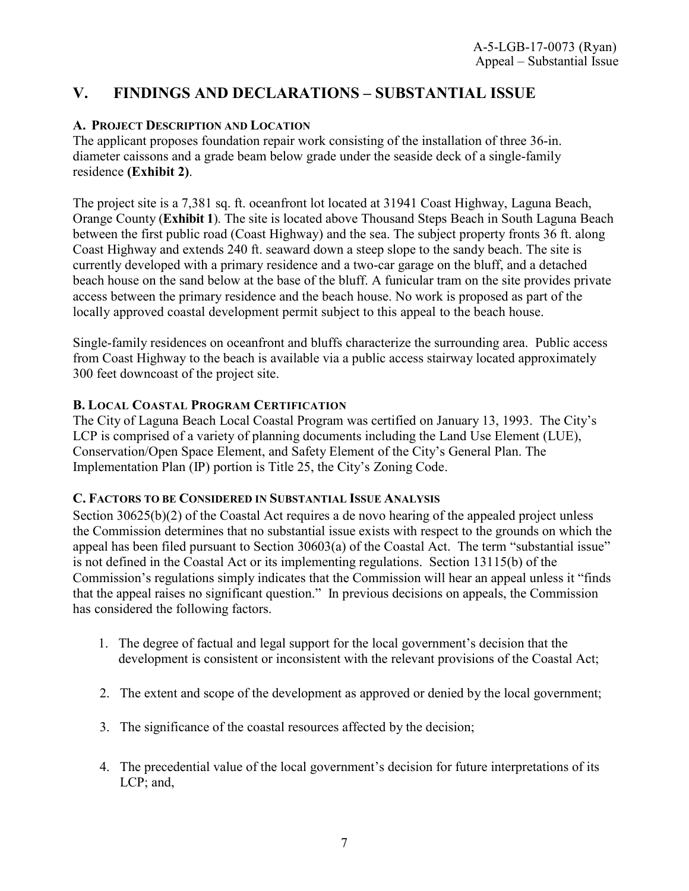## V. FINDINGS AND DECLARATIONS – SUBSTANTIAL ISSUE

### A. PROJECT DESCRIPTION AND LOCATION

The applicant proposes foundation repair work consisting of the installation of three 36-in. diameter caissons and a grade beam below grade under the seaside deck of a single-family residence **(Exhibit 2)**.

The project site is a 7,381 sq. ft. oceanfront lot located at 31941 Coast Highway, Laguna Beach, Orange County (**Exhibit 1**). The site is located above Thousand Steps Beach in South Laguna Beach between the first public road (Coast Highway) and the sea. The subject property fronts 36 ft. along Coast Highway and extends 240 ft. seaward down a steep slope to the sandy beach. The site is currently developed with a primary residence and a two-car garage on the bluff, and a detached beach house on the sand below at the base of the bluff. A funicular tram on the site provides private access between the primary residence and the beach house. No work is proposed as part of the locally approved coastal development permit subject to this appeal to the beach house.

Single-family residences on oceanfront and bluffs characterize the surrounding area. Public access from Coast Highway to the beach is available via a public access stairway located approximately 300 feet downcoast of the project site.

### B. LOCAL COASTAL PROGRAM CERTIFICATION

The City of Laguna Beach Local Coastal Program was certified on January 13, 1993. The City's LCP is comprised of a variety of planning documents including the Land Use Element (LUE), Conservation/Open Space Element, and Safety Element of the City's General Plan. The Implementation Plan (IP) portion is Title 25, the City's Zoning Code.

### C. FACTORS TO BE CONSIDERED IN SUBSTANTIAL ISSUE ANALYSIS

Section 30625(b)(2) of the Coastal Act requires a de novo hearing of the appealed project unless the Commission determines that no substantial issue exists with respect to the grounds on which the appeal has been filed pursuant to Section 30603(a) of the Coastal Act. The term "substantial issue" is not defined in the Coastal Act or its implementing regulations. Section 13115(b) of the Commission's regulations simply indicates that the Commission will hear an appeal unless it "finds that the appeal raises no significant question." In previous decisions on appeals, the Commission has considered the following factors.

1. The degree of factual and legal support for the local government's decision that the development is consistent or inconsistent with the relevant provisions of the Coastal Act;
2. The extent and scope of the development as approved or denied by the local government;
3. The significance of the coastal resources affected by the decision;
4. The precedential value of the local government's decision for future interpretations of its LCP; and,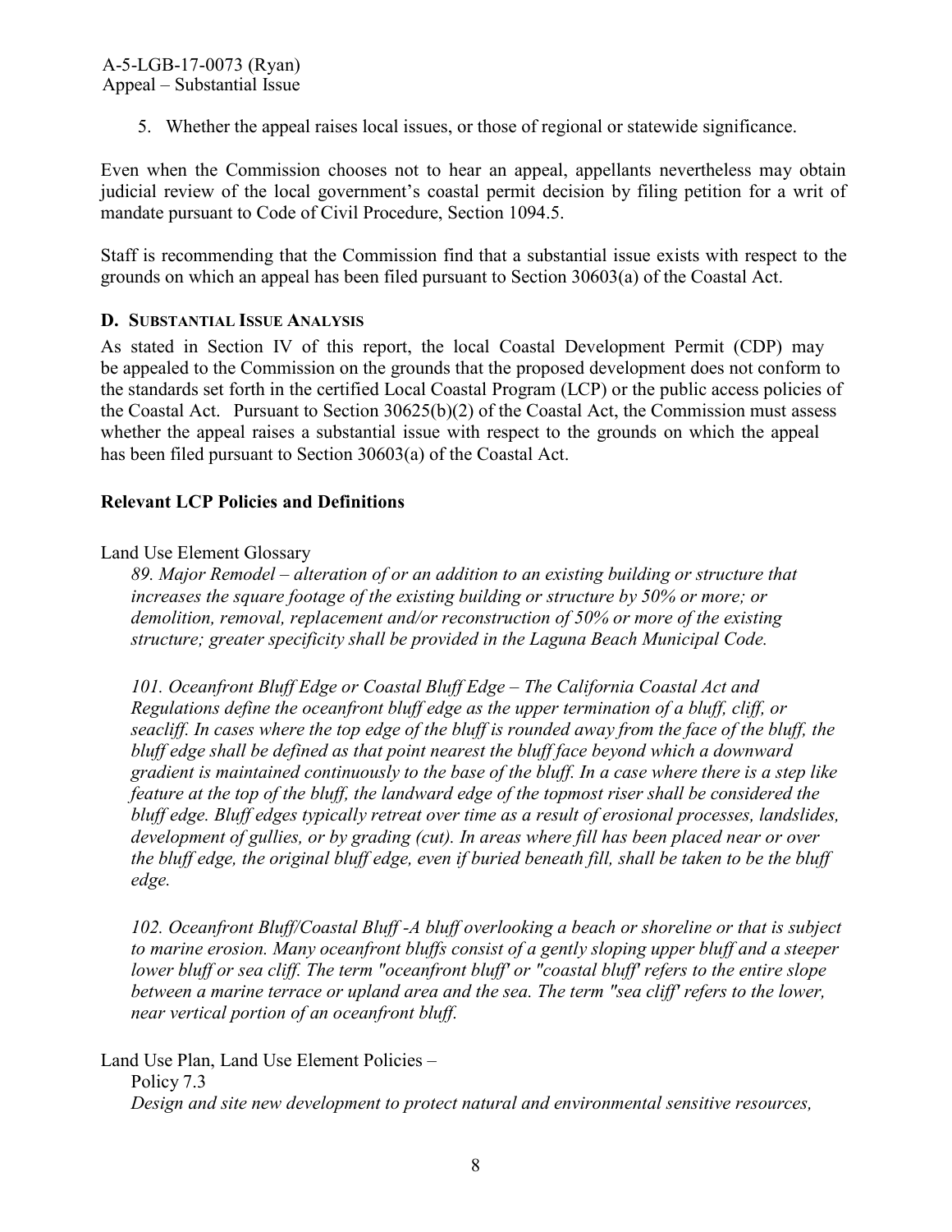5. Whether the appeal raises local issues, or those of regional or statewide significance.

Even when the Commission chooses not to hear an appeal, appellants nevertheless may obtain judicial review of the local government's coastal permit decision by filing petition for a writ of mandate pursuant to Code of Civil Procedure, Section 1094.5.

Staff is recommending that the Commission find that a substantial issue exists with respect to the grounds on which an appeal has been filed pursuant to Section 30603(a) of the Coastal Act.

### D. SUBSTANTIAL ISSUE ANALYSIS

As stated in Section IV of this report, the local Coastal Development Permit (CDP) may be appealed to the Commission on the grounds that the proposed development does not conform to the standards set forth in the certified Local Coastal Program (LCP) or the public access policies of the Coastal Act. Pursuant to Section 30625(b)(2) of the Coastal Act, the Commission must assess whether the appeal raises a substantial issue with respect to the grounds on which the appeal has been filed pursuant to Section 30603(a) of the Coastal Act.

**Relevant LCP Policies and Definitions**

Land Use Element Glossary

*89. Major Remodel – alteration of or an addition to an existing building or structure that increases the square footage of the existing building or structure by 50% or more; or demolition, removal, replacement and/or reconstruction of 50% or more of the existing structure; greater specificity shall be provided in the Laguna Beach Municipal Code.*

*101. Oceanfront Bluff Edge or Coastal Bluff Edge – The California Coastal Act and Regulations define the oceanfront bluff edge as the upper termination of a bluff, cliff, or seacliff. In cases where the top edge of the bluff is rounded away from the face of the bluff, the bluff edge shall be defined as that point nearest the bluff face beyond which a downward gradient is maintained continuously to the base of the bluff. In a case where there is a step like feature at the top of the bluff, the landward edge of the topmost riser shall be considered the bluff edge. Bluff edges typically retreat over time as a result of erosional processes, landslides, development of gullies, or by grading (cut). In areas where fill has been placed near or over the bluff edge, the original bluff edge, even if buried beneath fill, shall be taken to be the bluff edge.*

*102. Oceanfront Bluff/Coastal Bluff -A bluff overlooking a beach or shoreline or that is subject to marine erosion. Many oceanfront bluffs consist of a gently sloping upper bluff and a steeper lower bluff or sea cliff. The term "oceanfront bluff' or "coastal bluff' refers to the entire slope between a marine terrace or upland area and the sea. The term "sea cliff' refers to the lower, near vertical portion of an oceanfront bluff.*

Land Use Plan, Land Use Element Policies –

Policy 7.3

*Design and site new development to protect natural and environmental sensitive resources,*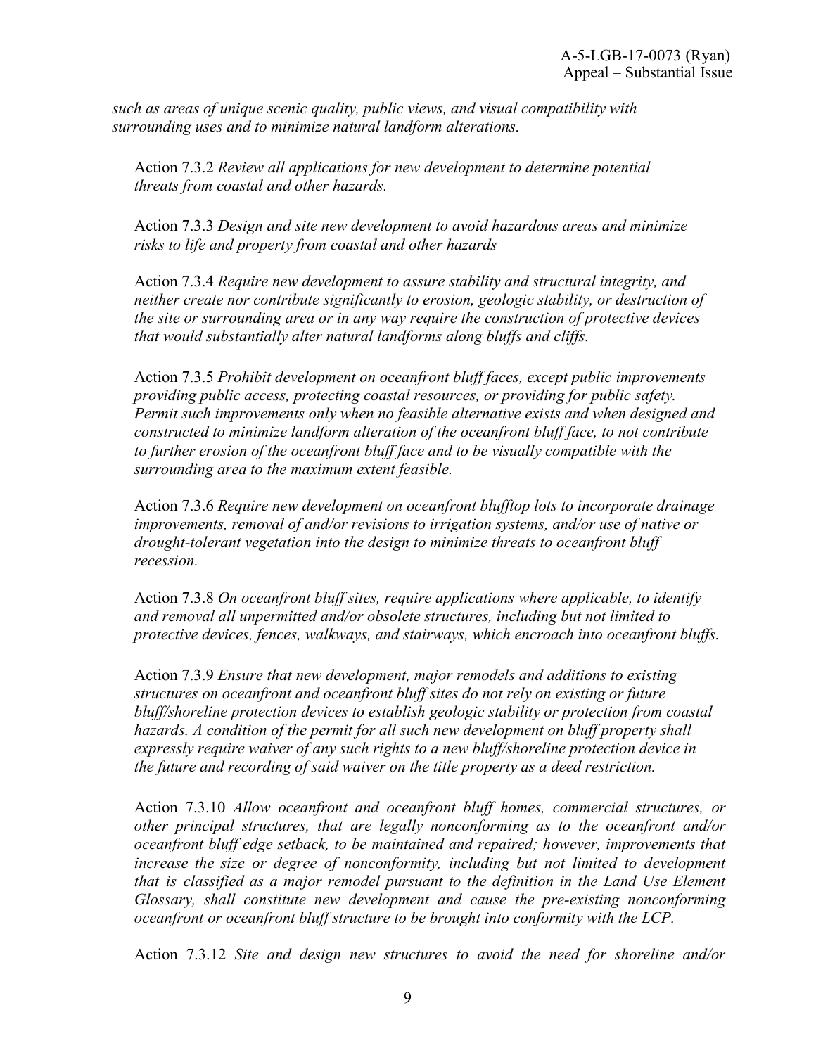*such as areas of unique scenic quality, public views, and visual compatibility with surrounding uses and to minimize natural landform alterations.*

Action 7.3.2 *Review all applications for new development to determine potential threats from coastal and other hazards.*

Action 7.3.3 *Design and site new development to avoid hazardous areas and minimize risks to life and property from coastal and other hazards*

Action 7.3.4 *Require new development to assure stability and structural integrity, and neither create nor contribute significantly to erosion, geologic stability, or destruction of the site or surrounding area or in any way require the construction of protective devices that would substantially alter natural landforms along bluffs and cliffs.*

Action 7.3.5 *Prohibit development on oceanfront bluff faces, except public improvements providing public access, protecting coastal resources, or providing for public safety. Permit such improvements only when no feasible alternative exists and when designed and constructed to minimize landform alteration of the oceanfront bluff face, to not contribute to further erosion of the oceanfront bluff face and to be visually compatible with the surrounding area to the maximum extent feasible.*

Action 7.3.6 *Require new development on oceanfront blufftop lots to incorporate drainage improvements, removal of and/or revisions to irrigation systems, and/or use of native or drought-tolerant vegetation into the design to minimize threats to oceanfront bluff recession.*

Action 7.3.8 *On oceanfront bluff sites, require applications where applicable, to identify and removal all unpermitted and/or obsolete structures, including but not limited to protective devices, fences, walkways, and stairways, which encroach into oceanfront bluffs.*

Action 7.3.9 *Ensure that new development, major remodels and additions to existing structures on oceanfront and oceanfront bluff sites do not rely on existing or future bluff/shoreline protection devices to establish geologic stability or protection from coastal hazards. A condition of the permit for all such new development on bluff property shall expressly require waiver of any such rights to a new bluff/shoreline protection device in the future and recording of said waiver on the title property as a deed restriction.*

Action 7.3.10 *Allow oceanfront and oceanfront bluff homes, commercial structures, or other principal structures, that are legally nonconforming as to the oceanfront and/or oceanfront bluff edge setback, to be maintained and repaired; however, improvements that increase the size or degree of nonconformity, including but not limited to development that is classified as a major remodel pursuant to the definition in the Land Use Element Glossary, shall constitute new development and cause the pre-existing nonconforming oceanfront or oceanfront bluff structure to be brought into conformity with the LCP.*

Action 7.3.12 *Site and design new structures to avoid the need for shoreline and/or*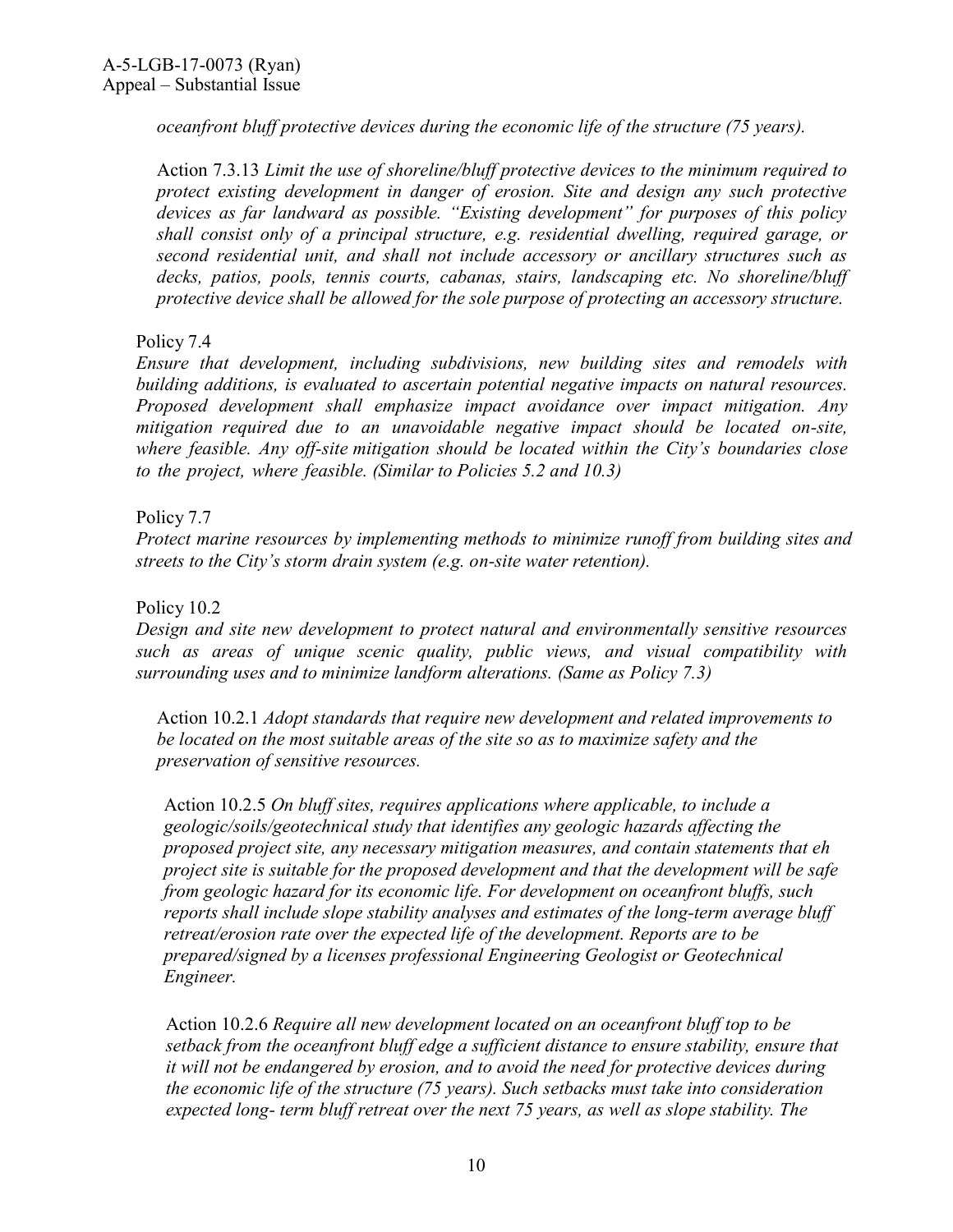*oceanfront bluff protective devices during the economic life of the structure (75 years).*

Action 7.3.13 *Limit the use of shoreline/bluff protective devices to the minimum required to protect existing development in danger of erosion. Site and design any such protective devices as far landward as possible. "Existing development" for purposes of this policy shall consist only of a principal structure, e.g. residential dwelling, required garage, or second residential unit, and shall not include accessory or ancillary structures such as decks, patios, pools, tennis courts, cabanas, stairs, landscaping etc. No shoreline/bluff protective device shall be allowed for the sole purpose of protecting an accessory structure.*

Policy 7.4

*Ensure that development, including subdivisions, new building sites and remodels with building additions, is evaluated to ascertain potential negative impacts on natural resources. Proposed development shall emphasize impact avoidance over impact mitigation. Any mitigation required due to an unavoidable negative impact should be located on-site, where feasible. Any off-site mitigation should be located within the City's boundaries close to the project, where feasible. (Similar to Policies 5.2 and 10.3)*

Policy 7.7

*Protect marine resources by implementing methods to minimize runoff from building sites and streets to the City's storm drain system (e.g. on-site water retention).*

Policy 10.2

*Design and site new development to protect natural and environmentally sensitive resources such as areas of unique scenic quality, public views, and visual compatibility with surrounding uses and to minimize landform alterations. (Same as Policy 7.3)*

Action 10.2.1 *Adopt standards that require new development and related improvements to be located on the most suitable areas of the site so as to maximize safety and the preservation of sensitive resources.*

Action 10.2.5 *On bluff sites, requires applications where applicable, to include a geologic/soils/geotechnical study that identifies any geologic hazards affecting the proposed project site, any necessary mitigation measures, and contain statements that eh project site is suitable for the proposed development and that the development will be safe from geologic hazard for its economic life. For development on oceanfront bluffs, such reports shall include slope stability analyses and estimates of the long-term average bluff retreat/erosion rate over the expected life of the development. Reports are to be prepared/signed by a licenses professional Engineering Geologist or Geotechnical Engineer.*

Action 10.2.6 *Require all new development located on an oceanfront bluff top to be setback from the oceanfront bluff edge a sufficient distance to ensure stability, ensure that it will not be endangered by erosion, and to avoid the need for protective devices during the economic life of the structure (75 years). Such setbacks must take into consideration expected long- term bluff retreat over the next 75 years, as well as slope stability. The*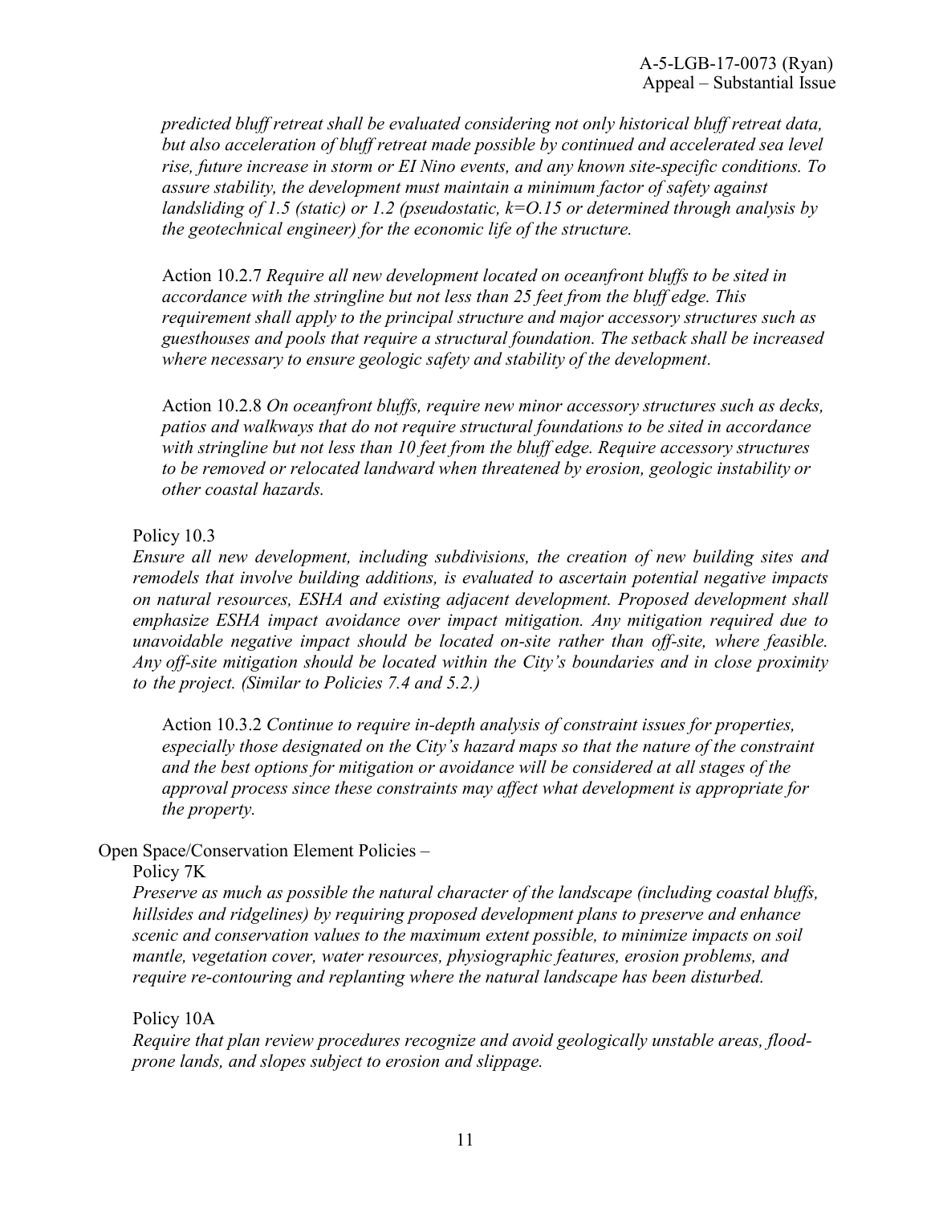*predicted bluff retreat shall be evaluated considering not only historical bluff retreat data, but also acceleration of bluff retreat made possible by continued and accelerated sea level rise, future increase in storm or EI Nino events, and any known site-specific conditions. To assure stability, the development must maintain a minimum factor of safety against landsliding of 1.5 (static) or 1.2 (pseudostatic, k=O.15 or determined through analysis by the geotechnical engineer) for the economic life of the structure.*

Action 10.2.7 *Require all new development located on oceanfront bluffs to be sited in accordance with the stringline but not less than 25 feet from the bluff edge. This requirement shall apply to the principal structure and major accessory structures such as guesthouses and pools that require a structural foundation. The setback shall be increased where necessary to ensure geologic safety and stability of the development.*

Action 10.2.8 *On oceanfront bluffs, require new minor accessory structures such as decks, patios and walkways that do not require structural foundations to be sited in accordance with stringline but not less than 10 feet from the bluff edge. Require accessory structures to be removed or relocated landward when threatened by erosion, geologic instability or other coastal hazards.*

Policy 10.3

*Ensure all new development, including subdivisions, the creation of new building sites and remodels that involve building additions, is evaluated to ascertain potential negative impacts on natural resources, ESHA and existing adjacent development. Proposed development shall emphasize ESHA impact avoidance over impact mitigation. Any mitigation required due to unavoidable negative impact should be located on-site rather than off-site, where feasible. Any off-site mitigation should be located within the City's boundaries and in close proximity to the project. (Similar to Policies 7.4 and 5.2.)*

Action 10.3.2 *Continue to require in-depth analysis of constraint issues for properties, especially those designated on the City's hazard maps so that the nature of the constraint and the best options for mitigation or avoidance will be considered at all stages of the approval process since these constraints may affect what development is appropriate for the property.*

Open Space/Conservation Element Policies –

Policy 7K

*Preserve as much as possible the natural character of the landscape (including coastal bluffs, hillsides and ridgelines) by requiring proposed development plans to preserve and enhance scenic and conservation values to the maximum extent possible, to minimize impacts on soil mantle, vegetation cover, water resources, physiographic features, erosion problems, and require re-contouring and replanting where the natural landscape has been disturbed.*

Policy 10A

*Require that plan review procedures recognize and avoid geologically unstable areas, flood-prone lands, and slopes subject to erosion and slippage.*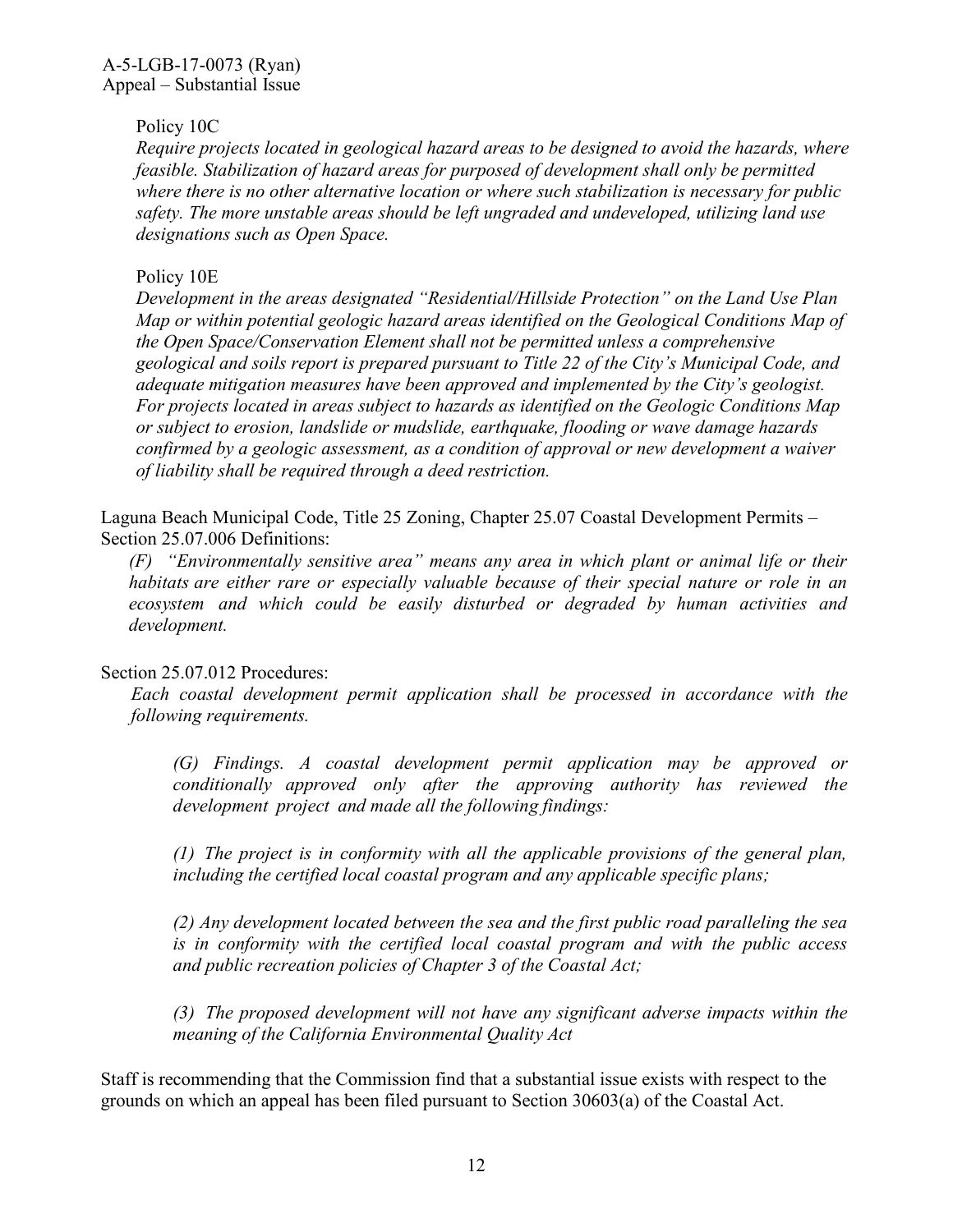Policy 10C

*Require projects located in geological hazard areas to be designed to avoid the hazards, where feasible. Stabilization of hazard areas for purposed of development shall only be permitted where there is no other alternative location or where such stabilization is necessary for public safety. The more unstable areas should be left ungraded and undeveloped, utilizing land use designations such as Open Space.*

Policy 10E

*Development in the areas designated "Residential/Hillside Protection" on the Land Use Plan Map or within potential geologic hazard areas identified on the Geological Conditions Map of the Open Space/Conservation Element shall not be permitted unless a comprehensive geological and soils report is prepared pursuant to Title 22 of the City's Municipal Code, and adequate mitigation measures have been approved and implemented by the City's geologist. For projects located in areas subject to hazards as identified on the Geologic Conditions Map or subject to erosion, landslide or mudslide, earthquake, flooding or wave damage hazards confirmed by a geologic assessment, as a condition of approval or new development a waiver of liability shall be required through a deed restriction.*

Laguna Beach Municipal Code, Title 25 Zoning, Chapter 25.07 Coastal Development Permits – Section 25.07.006 Definitions:

*(F) "Environmentally sensitive area" means any area in which plant or animal life or their habitats are either rare or especially valuable because of their special nature or role in an ecosystem and which could be easily disturbed or degraded by human activities and development.*

Section 25.07.012 Procedures:

*Each coastal development permit application shall be processed in accordance with the following requirements.*

*(G) Findings. A coastal development permit application may be approved or conditionally approved only after the approving authority has reviewed the development project and made all the following findings:*

*(1) The project is in conformity with all the applicable provisions of the general plan, including the certified local coastal program and any applicable specific plans;*

*(2) Any development located between the sea and the first public road paralleling the sea is in conformity with the certified local coastal program and with the public access and public recreation policies of Chapter 3 of the Coastal Act;*

*(3) The proposed development will not have any significant adverse impacts within the meaning of the California Environmental Quality Act*

Staff is recommending that the Commission find that a substantial issue exists with respect to the grounds on which an appeal has been filed pursuant to Section 30603(a) of the Coastal Act.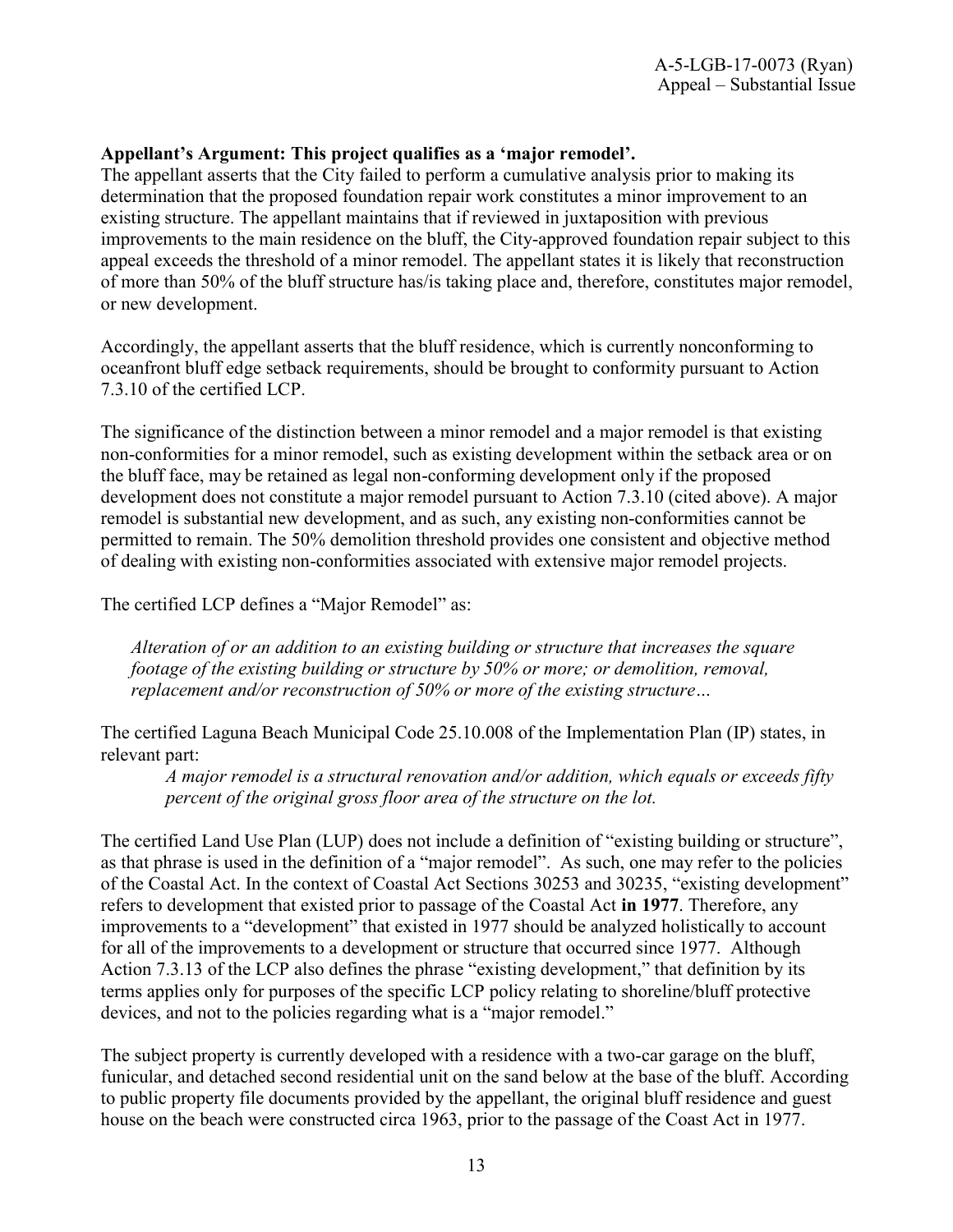**Appellant's Argument: This project qualifies as a 'major remodel'.**

The appellant asserts that the City failed to perform a cumulative analysis prior to making its determination that the proposed foundation repair work constitutes a minor improvement to an existing structure. The appellant maintains that if reviewed in juxtaposition with previous improvements to the main residence on the bluff, the City-approved foundation repair subject to this appeal exceeds the threshold of a minor remodel. The appellant states it is likely that reconstruction of more than 50% of the bluff structure has/is taking place and, therefore, constitutes major remodel, or new development.

Accordingly, the appellant asserts that the bluff residence, which is currently nonconforming to oceanfront bluff edge setback requirements, should be brought to conformity pursuant to Action 7.3.10 of the certified LCP.

The significance of the distinction between a minor remodel and a major remodel is that existing non-conformities for a minor remodel, such as existing development within the setback area or on the bluff face, may be retained as legal non-conforming development only if the proposed development does not constitute a major remodel pursuant to Action 7.3.10 (cited above). A major remodel is substantial new development, and as such, any existing non-conformities cannot be permitted to remain. The 50% demolition threshold provides one consistent and objective method of dealing with existing non-conformities associated with extensive major remodel projects.

The certified LCP defines a "Major Remodel" as:

> *Alteration of or an addition to an existing building or structure that increases the square footage of the existing building or structure by 50% or more; or demolition, removal, replacement and/or reconstruction of 50% or more of the existing structure…*

The certified Laguna Beach Municipal Code 25.10.008 of the Implementation Plan (IP) states, in relevant part:

> *A major remodel is a structural renovation and/or addition, which equals or exceeds fifty percent of the original gross floor area of the structure on the lot.*

The certified Land Use Plan (LUP) does not include a definition of "existing building or structure", as that phrase is used in the definition of a "major remodel". As such, one may refer to the policies of the Coastal Act. In the context of Coastal Act Sections 30253 and 30235, "existing development" refers to development that existed prior to passage of the Coastal Act **in 1977**. Therefore, any improvements to a "development" that existed in 1977 should be analyzed holistically to account for all of the improvements to a development or structure that occurred since 1977. Although Action 7.3.13 of the LCP also defines the phrase "existing development," that definition by its terms applies only for purposes of the specific LCP policy relating to shoreline/bluff protective devices, and not to the policies regarding what is a "major remodel."

The subject property is currently developed with a residence with a two-car garage on the bluff, funicular, and detached second residential unit on the sand below at the base of the bluff. According to public property file documents provided by the appellant, the original bluff residence and guest house on the beach were constructed circa 1963, prior to the passage of the Coast Act in 1977.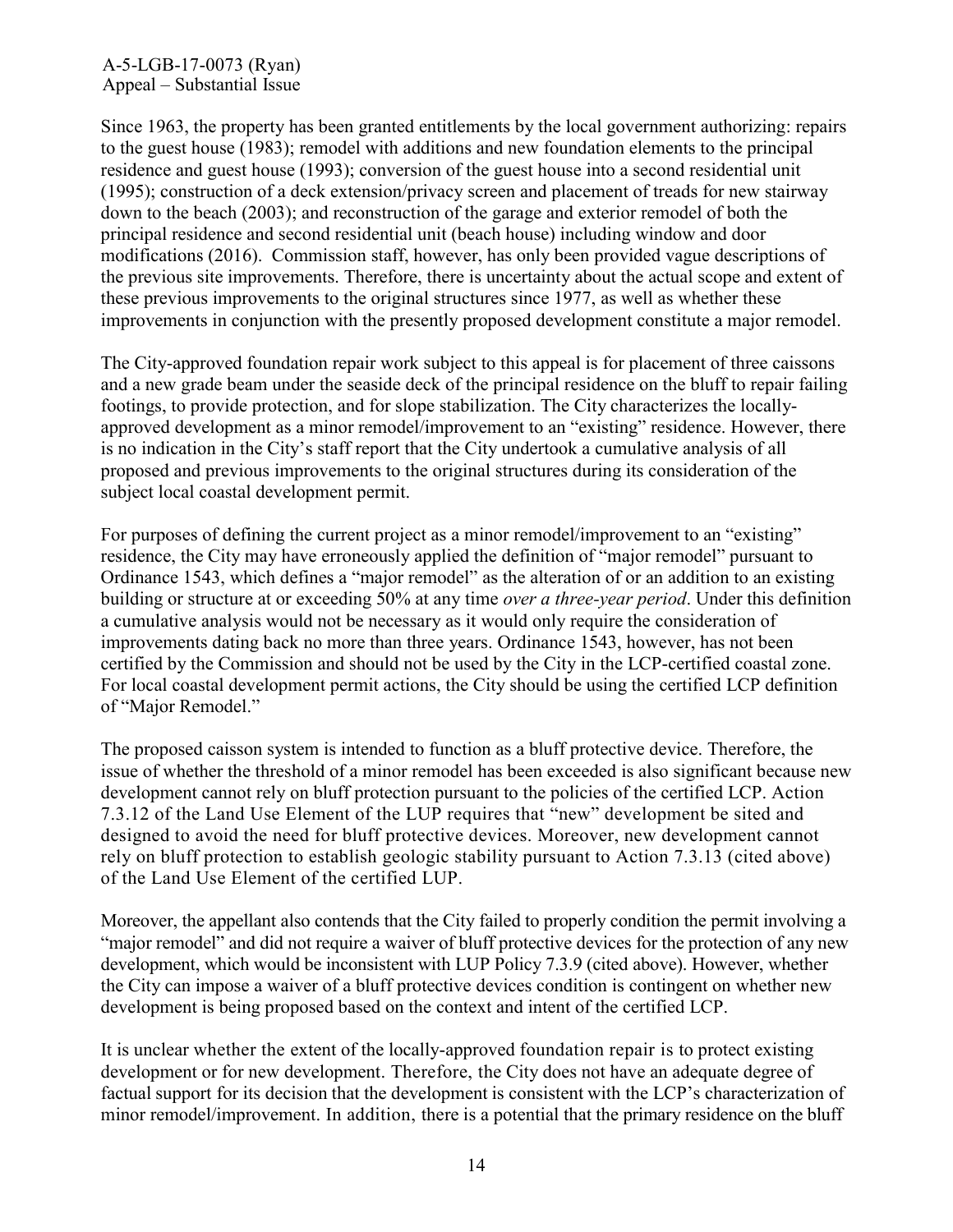Since 1963, the property has been granted entitlements by the local government authorizing: repairs to the guest house (1983); remodel with additions and new foundation elements to the principal residence and guest house (1993); conversion of the guest house into a second residential unit (1995); construction of a deck extension/privacy screen and placement of treads for new stairway down to the beach (2003); and reconstruction of the garage and exterior remodel of both the principal residence and second residential unit (beach house) including window and door modifications (2016). Commission staff, however, has only been provided vague descriptions of the previous site improvements. Therefore, there is uncertainty about the actual scope and extent of these previous improvements to the original structures since 1977, as well as whether these improvements in conjunction with the presently proposed development constitute a major remodel.

The City-approved foundation repair work subject to this appeal is for placement of three caissons and a new grade beam under the seaside deck of the principal residence on the bluff to repair failing footings, to provide protection, and for slope stabilization. The City characterizes the locally-approved development as a minor remodel/improvement to an "existing" residence. However, there is no indication in the City's staff report that the City undertook a cumulative analysis of all proposed and previous improvements to the original structures during its consideration of the subject local coastal development permit.

For purposes of defining the current project as a minor remodel/improvement to an "existing" residence, the City may have erroneously applied the definition of "major remodel" pursuant to Ordinance 1543, which defines a "major remodel" as the alteration of or an addition to an existing building or structure at or exceeding 50% at any time *over a three-year period*. Under this definition a cumulative analysis would not be necessary as it would only require the consideration of improvements dating back no more than three years. Ordinance 1543, however, has not been certified by the Commission and should not be used by the City in the LCP-certified coastal zone. For local coastal development permit actions, the City should be using the certified LCP definition of "Major Remodel."

The proposed caisson system is intended to function as a bluff protective device. Therefore, the issue of whether the threshold of a minor remodel has been exceeded is also significant because new development cannot rely on bluff protection pursuant to the policies of the certified LCP. Action 7.3.12 of the Land Use Element of the LUP requires that "new" development be sited and designed to avoid the need for bluff protective devices. Moreover, new development cannot rely on bluff protection to establish geologic stability pursuant to Action 7.3.13 (cited above) of the Land Use Element of the certified LUP.

Moreover, the appellant also contends that the City failed to properly condition the permit involving a "major remodel" and did not require a waiver of bluff protective devices for the protection of any new development, which would be inconsistent with LUP Policy 7.3.9 (cited above). However, whether the City can impose a waiver of a bluff protective devices condition is contingent on whether new development is being proposed based on the context and intent of the certified LCP.

It is unclear whether the extent of the locally-approved foundation repair is to protect existing development or for new development. Therefore, the City does not have an adequate degree of factual support for its decision that the development is consistent with the LCP's characterization of minor remodel/improvement. In addition, there is a potential that the primary residence on the bluff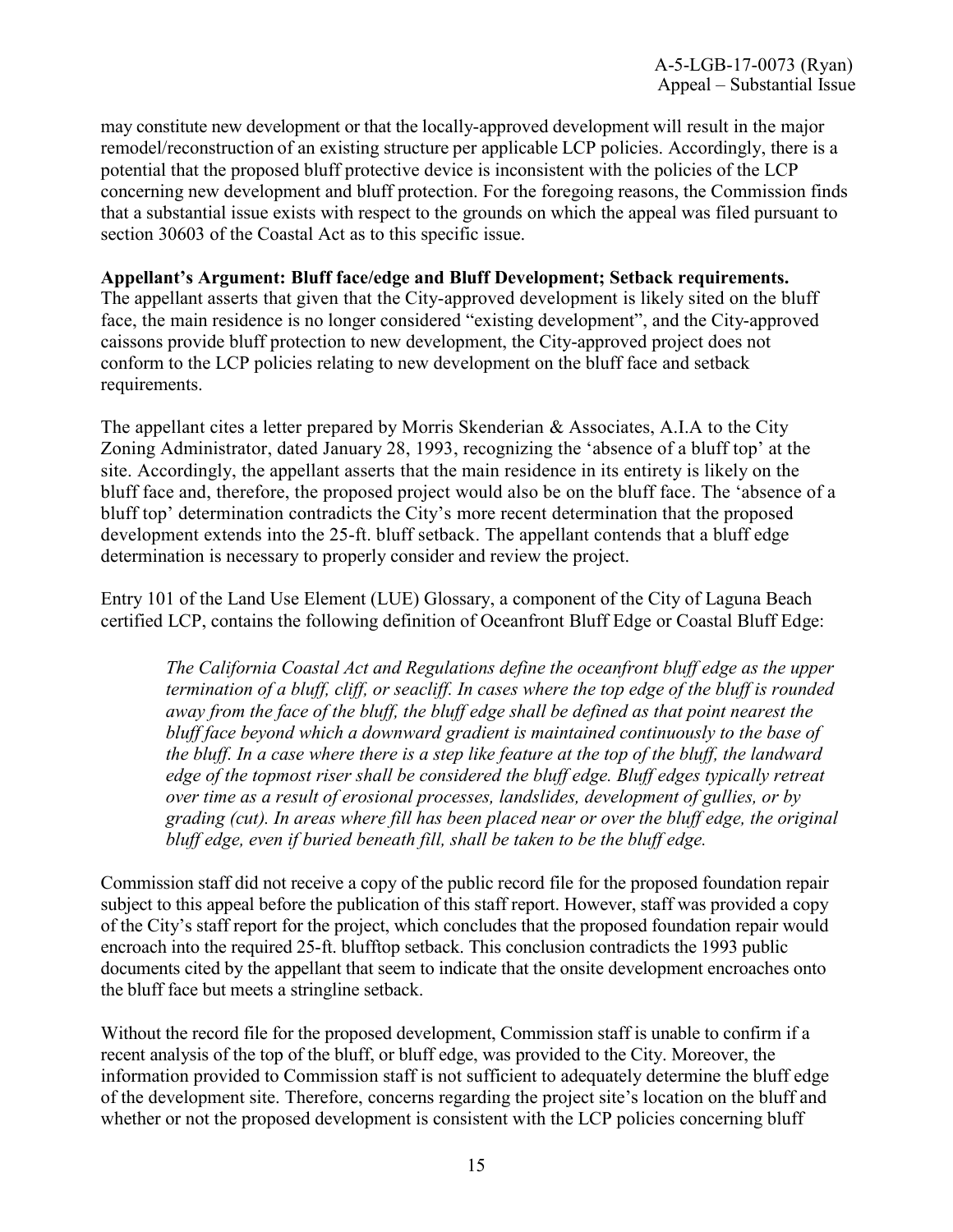may constitute new development or that the locally-approved development will result in the major remodel/reconstruction of an existing structure per applicable LCP policies. Accordingly, there is a potential that the proposed bluff protective device is inconsistent with the policies of the LCP concerning new development and bluff protection. For the foregoing reasons, the Commission finds that a substantial issue exists with respect to the grounds on which the appeal was filed pursuant to section 30603 of the Coastal Act as to this specific issue.

**Appellant's Argument: Bluff face/edge and Bluff Development; Setback requirements.** The appellant asserts that given that the City-approved development is likely sited on the bluff face, the main residence is no longer considered "existing development", and the City-approved caissons provide bluff protection to new development, the City-approved project does not conform to the LCP policies relating to new development on the bluff face and setback requirements.

The appellant cites a letter prepared by Morris Skenderian & Associates, A.I.A to the City Zoning Administrator, dated January 28, 1993, recognizing the 'absence of a bluff top' at the site. Accordingly, the appellant asserts that the main residence in its entirety is likely on the bluff face and, therefore, the proposed project would also be on the bluff face. The 'absence of a bluff top' determination contradicts the City's more recent determination that the proposed development extends into the 25-ft. bluff setback. The appellant contends that a bluff edge determination is necessary to properly consider and review the project.

Entry 101 of the Land Use Element (LUE) Glossary, a component of the City of Laguna Beach certified LCP, contains the following definition of Oceanfront Bluff Edge or Coastal Bluff Edge:

> *The California Coastal Act and Regulations define the oceanfront bluff edge as the upper termination of a bluff, cliff, or seacliff. In cases where the top edge of the bluff is rounded away from the face of the bluff, the bluff edge shall be defined as that point nearest the bluff face beyond which a downward gradient is maintained continuously to the base of the bluff. In a case where there is a step like feature at the top of the bluff, the landward edge of the topmost riser shall be considered the bluff edge. Bluff edges typically retreat over time as a result of erosional processes, landslides, development of gullies, or by grading (cut). In areas where fill has been placed near or over the bluff edge, the original bluff edge, even if buried beneath fill, shall be taken to be the bluff edge.*

Commission staff did not receive a copy of the public record file for the proposed foundation repair subject to this appeal before the publication of this staff report. However, staff was provided a copy of the City's staff report for the project, which concludes that the proposed foundation repair would encroach into the required 25-ft. blufftop setback. This conclusion contradicts the 1993 public documents cited by the appellant that seem to indicate that the onsite development encroaches onto the bluff face but meets a stringline setback.

Without the record file for the proposed development, Commission staff is unable to confirm if a recent analysis of the top of the bluff, or bluff edge, was provided to the City. Moreover, the information provided to Commission staff is not sufficient to adequately determine the bluff edge of the development site. Therefore, concerns regarding the project site's location on the bluff and whether or not the proposed development is consistent with the LCP policies concerning bluff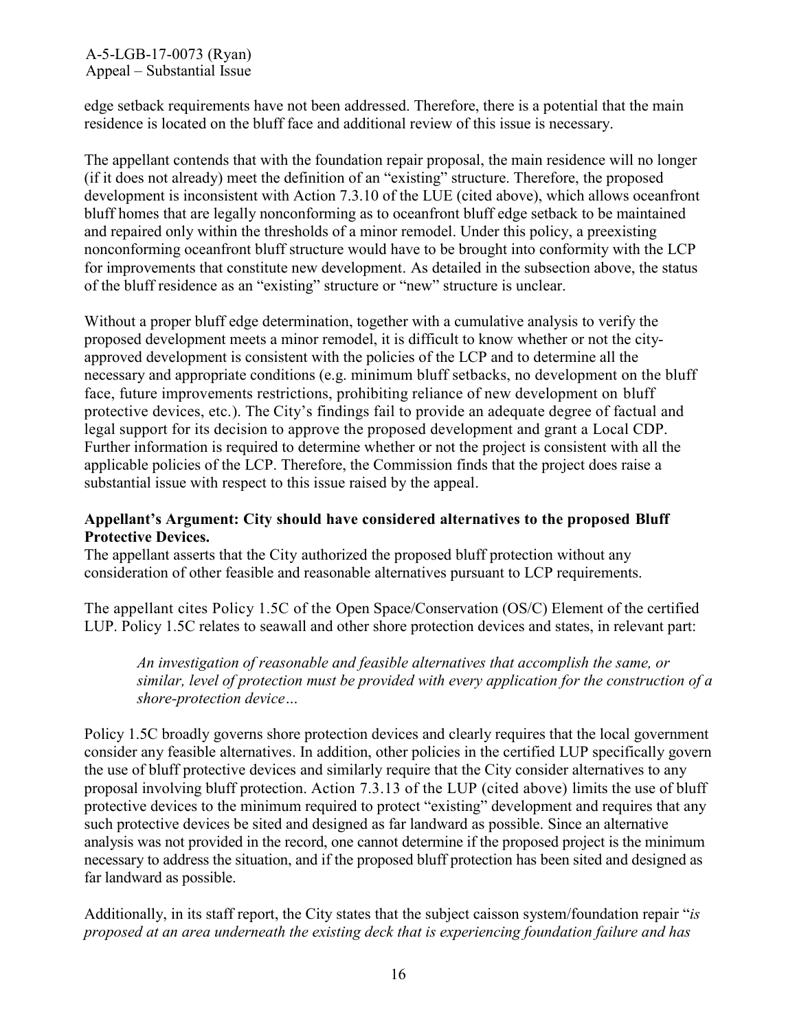edge setback requirements have not been addressed. Therefore, there is a potential that the main residence is located on the bluff face and additional review of this issue is necessary.

The appellant contends that with the foundation repair proposal, the main residence will no longer (if it does not already) meet the definition of an "existing" structure. Therefore, the proposed development is inconsistent with Action 7.3.10 of the LUE (cited above), which allows oceanfront bluff homes that are legally nonconforming as to oceanfront bluff edge setback to be maintained and repaired only within the thresholds of a minor remodel. Under this policy, a preexisting nonconforming oceanfront bluff structure would have to be brought into conformity with the LCP for improvements that constitute new development. As detailed in the subsection above, the status of the bluff residence as an "existing" structure or "new" structure is unclear.

Without a proper bluff edge determination, together with a cumulative analysis to verify the proposed development meets a minor remodel, it is difficult to know whether or not the city-approved development is consistent with the policies of the LCP and to determine all the necessary and appropriate conditions (e.g. minimum bluff setbacks, no development on the bluff face, future improvements restrictions, prohibiting reliance of new development on bluff protective devices, etc.). The City's findings fail to provide an adequate degree of factual and legal support for its decision to approve the proposed development and grant a Local CDP. Further information is required to determine whether or not the project is consistent with all the applicable policies of the LCP. Therefore, the Commission finds that the project does raise a substantial issue with respect to this issue raised by the appeal.

**Appellant's Argument: City should have considered alternatives to the proposed Bluff Protective Devices.**

The appellant asserts that the City authorized the proposed bluff protection without any consideration of other feasible and reasonable alternatives pursuant to LCP requirements.

The appellant cites Policy 1.5C of the Open Space/Conservation (OS/C) Element of the certified LUP. Policy 1.5C relates to seawall and other shore protection devices and states, in relevant part:

> *An investigation of reasonable and feasible alternatives that accomplish the same, or similar, level of protection must be provided with every application for the construction of a shore-protection device…*

Policy 1.5C broadly governs shore protection devices and clearly requires that the local government consider any feasible alternatives. In addition, other policies in the certified LUP specifically govern the use of bluff protective devices and similarly require that the City consider alternatives to any proposal involving bluff protection. Action 7.3.13 of the LUP (cited above) limits the use of bluff protective devices to the minimum required to protect "existing" development and requires that any such protective devices be sited and designed as far landward as possible. Since an alternative analysis was not provided in the record, one cannot determine if the proposed project is the minimum necessary to address the situation, and if the proposed bluff protection has been sited and designed as far landward as possible.

Additionally, in its staff report, the City states that the subject caisson system/foundation repair "*is proposed at an area underneath the existing deck that is experiencing foundation failure and has*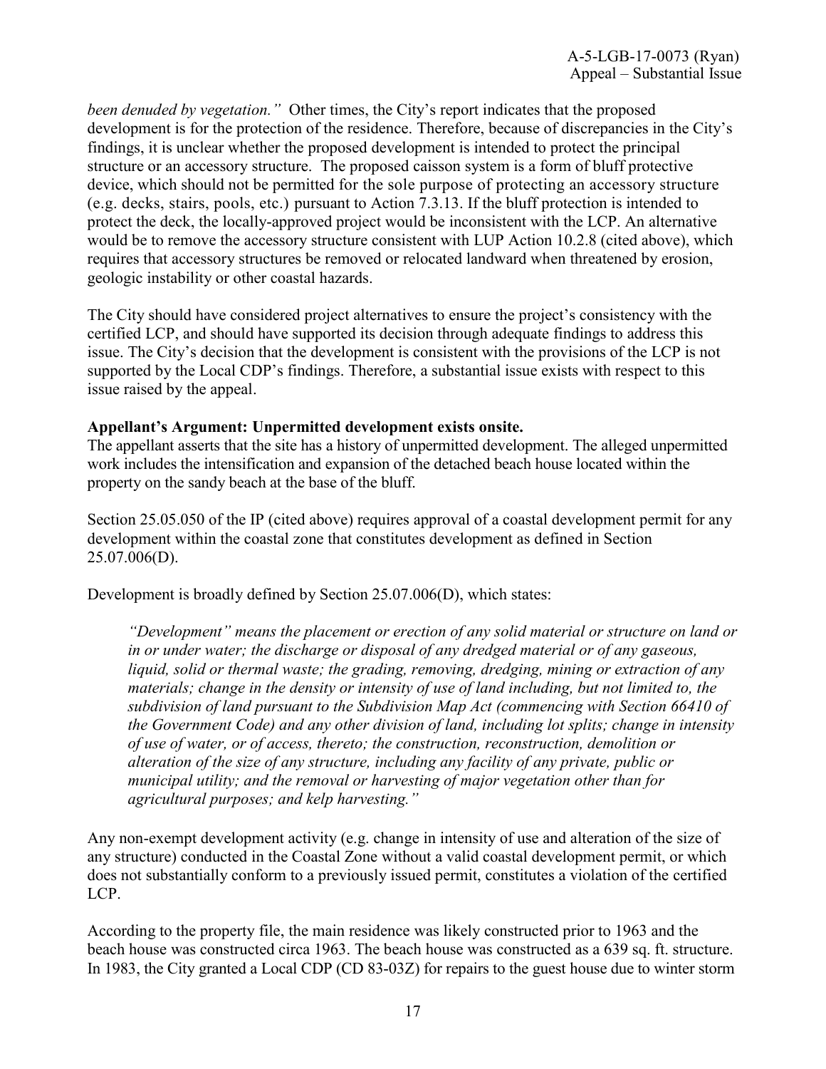*been denuded by vegetation."* Other times, the City's report indicates that the proposed development is for the protection of the residence. Therefore, because of discrepancies in the City's findings, it is unclear whether the proposed development is intended to protect the principal structure or an accessory structure. The proposed caisson system is a form of bluff protective device, which should not be permitted for the sole purpose of protecting an accessory structure (e.g. decks, stairs, pools, etc.) pursuant to Action 7.3.13. If the bluff protection is intended to protect the deck, the locally-approved project would be inconsistent with the LCP. An alternative would be to remove the accessory structure consistent with LUP Action 10.2.8 (cited above), which requires that accessory structures be removed or relocated landward when threatened by erosion, geologic instability or other coastal hazards.

The City should have considered project alternatives to ensure the project's consistency with the certified LCP, and should have supported its decision through adequate findings to address this issue. The City's decision that the development is consistent with the provisions of the LCP is not supported by the Local CDP's findings. Therefore, a substantial issue exists with respect to this issue raised by the appeal.

**Appellant's Argument: Unpermitted development exists onsite.**

The appellant asserts that the site has a history of unpermitted development. The alleged unpermitted work includes the intensification and expansion of the detached beach house located within the property on the sandy beach at the base of the bluff.

Section 25.05.050 of the IP (cited above) requires approval of a coastal development permit for any development within the coastal zone that constitutes development as defined in Section 25.07.006(D).

Development is broadly defined by Section 25.07.006(D), which states:

> *"Development" means the placement or erection of any solid material or structure on land or in or under water; the discharge or disposal of any dredged material or of any gaseous, liquid, solid or thermal waste; the grading, removing, dredging, mining or extraction of any materials; change in the density or intensity of use of land including, but not limited to, the subdivision of land pursuant to the Subdivision Map Act (commencing with Section 66410 of the Government Code) and any other division of land, including lot splits; change in intensity of use of water, or of access, thereto; the construction, reconstruction, demolition or alteration of the size of any structure, including any facility of any private, public or municipal utility; and the removal or harvesting of major vegetation other than for agricultural purposes; and kelp harvesting."*

Any non-exempt development activity (e.g. change in intensity of use and alteration of the size of any structure) conducted in the Coastal Zone without a valid coastal development permit, or which does not substantially conform to a previously issued permit, constitutes a violation of the certified LCP.

According to the property file, the main residence was likely constructed prior to 1963 and the beach house was constructed circa 1963. The beach house was constructed as a 639 sq. ft. structure. In 1983, the City granted a Local CDP (CD 83-03Z) for repairs to the guest house due to winter storm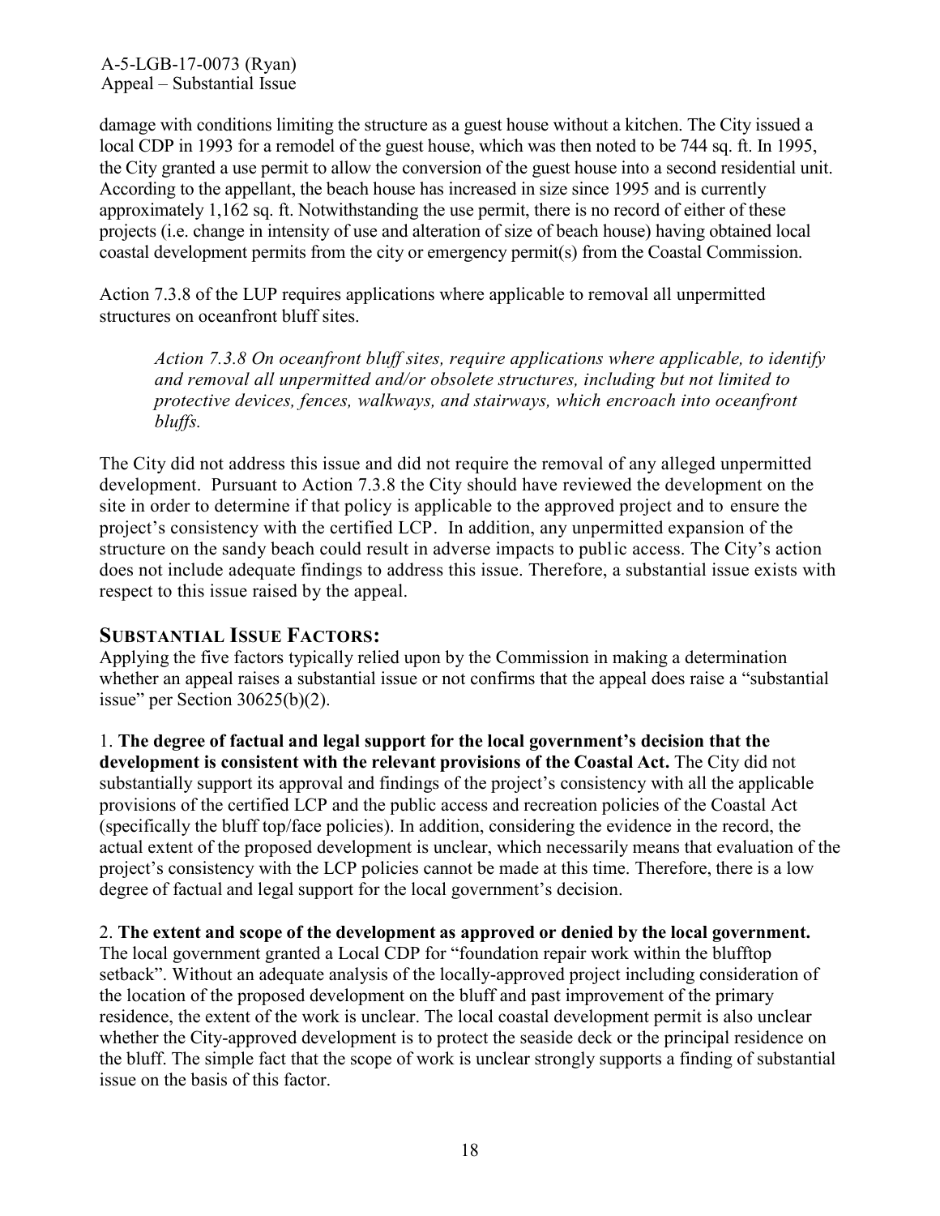damage with conditions limiting the structure as a guest house without a kitchen. The City issued a local CDP in 1993 for a remodel of the guest house, which was then noted to be 744 sq. ft. In 1995, the City granted a use permit to allow the conversion of the guest house into a second residential unit. According to the appellant, the beach house has increased in size since 1995 and is currently approximately 1,162 sq. ft. Notwithstanding the use permit, there is no record of either of these projects (i.e. change in intensity of use and alteration of size of beach house) having obtained local coastal development permits from the city or emergency permit(s) from the Coastal Commission.

Action 7.3.8 of the LUP requires applications where applicable to removal all unpermitted structures on oceanfront bluff sites.

> *Action 7.3.8 On oceanfront bluff sites, require applications where applicable, to identify and removal all unpermitted and/or obsolete structures, including but not limited to protective devices, fences, walkways, and stairways, which encroach into oceanfront bluffs.*

The City did not address this issue and did not require the removal of any alleged unpermitted development. Pursuant to Action 7.3.8 the City should have reviewed the development on the site in order to determine if that policy is applicable to the approved project and to ensure the project's consistency with the certified LCP. In addition, any unpermitted expansion of the structure on the sandy beach could result in adverse impacts to public access. The City's action does not include adequate findings to address this issue. Therefore, a substantial issue exists with respect to this issue raised by the appeal.

## SUBSTANTIAL ISSUE FACTORS:

Applying the five factors typically relied upon by the Commission in making a determination whether an appeal raises a substantial issue or not confirms that the appeal does raise a "substantial issue" per Section 30625(b)(2).

1. **The degree of factual and legal support for the local government's decision that the development is consistent with the relevant provisions of the Coastal Act.** The City did not substantially support its approval and findings of the project's consistency with all the applicable provisions of the certified LCP and the public access and recreation policies of the Coastal Act (specifically the bluff top/face policies). In addition, considering the evidence in the record, the actual extent of the proposed development is unclear, which necessarily means that evaluation of the project's consistency with the LCP policies cannot be made at this time. Therefore, there is a low degree of factual and legal support for the local government's decision.

2. **The extent and scope of the development as approved or denied by the local government.** The local government granted a Local CDP for "foundation repair work within the blufftop setback". Without an adequate analysis of the locally-approved project including consideration of the location of the proposed development on the bluff and past improvement of the primary residence, the extent of the work is unclear. The local coastal development permit is also unclear whether the City-approved development is to protect the seaside deck or the principal residence on the bluff. The simple fact that the scope of work is unclear strongly supports a finding of substantial issue on the basis of this factor.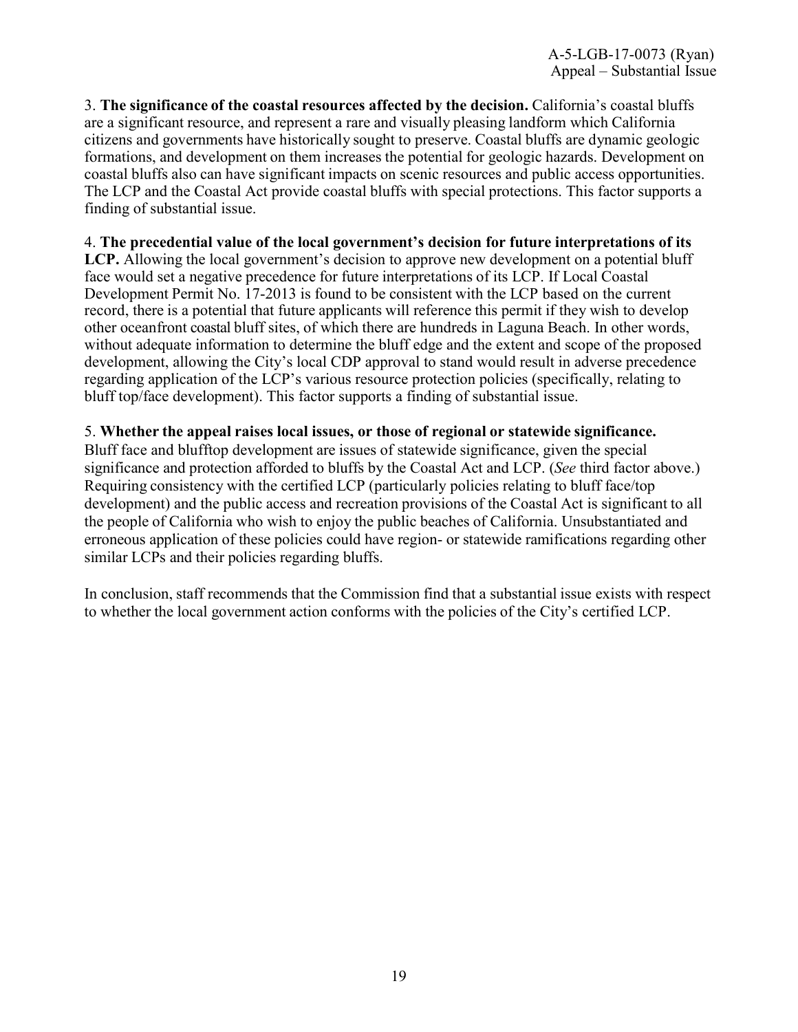3. **The significance of the coastal resources affected by the decision.** California's coastal bluffs are a significant resource, and represent a rare and visually pleasing landform which California citizens and governments have historically sought to preserve. Coastal bluffs are dynamic geologic formations, and development on them increases the potential for geologic hazards. Development on coastal bluffs also can have significant impacts on scenic resources and public access opportunities. The LCP and the Coastal Act provide coastal bluffs with special protections. This factor supports a finding of substantial issue.

4. **The precedential value of the local government's decision for future interpretations of its LCP.** Allowing the local government's decision to approve new development on a potential bluff face would set a negative precedence for future interpretations of its LCP. If Local Coastal Development Permit No. 17-2013 is found to be consistent with the LCP based on the current record, there is a potential that future applicants will reference this permit if they wish to develop other oceanfront coastal bluff sites, of which there are hundreds in Laguna Beach. In other words, without adequate information to determine the bluff edge and the extent and scope of the proposed development, allowing the City's local CDP approval to stand would result in adverse precedence regarding application of the LCP's various resource protection policies (specifically, relating to bluff top/face development). This factor supports a finding of substantial issue.

5. **Whether the appeal raises local issues, or those of regional or statewide significance.** Bluff face and blufftop development are issues of statewide significance, given the special significance and protection afforded to bluffs by the Coastal Act and LCP. (*See* third factor above.) Requiring consistency with the certified LCP (particularly policies relating to bluff face/top development) and the public access and recreation provisions of the Coastal Act is significant to all the people of California who wish to enjoy the public beaches of California. Unsubstantiated and erroneous application of these policies could have region- or statewide ramifications regarding other similar LCPs and their policies regarding bluffs.

In conclusion, staff recommends that the Commission find that a substantial issue exists with respect to whether the local government action conforms with the policies of the City's certified LCP.